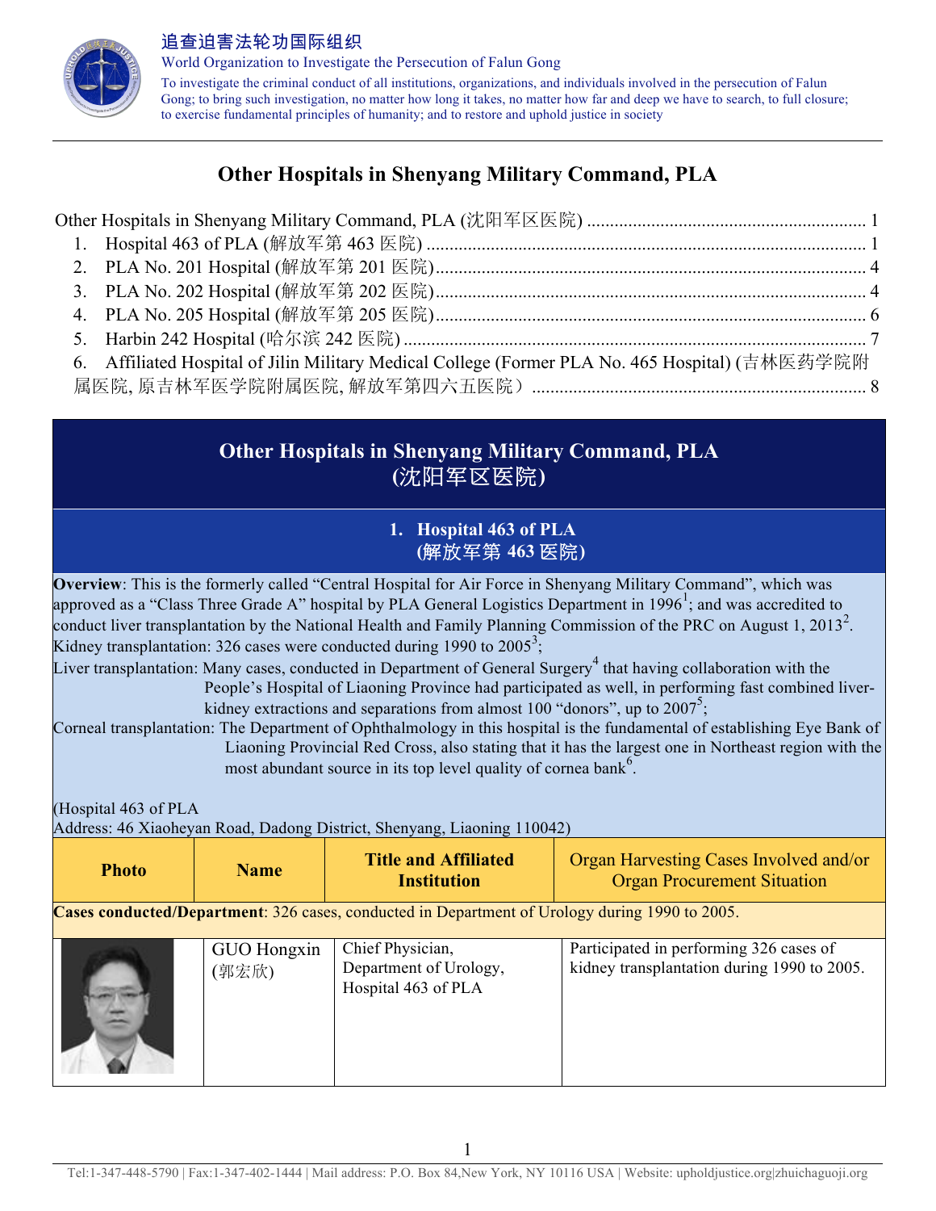追查迫害法轮功国际组织

World Organization to Investigate the Persecution of Falun Gong

To investigate the criminal conduct of all institutions, organizations, and individuals involved in the persecution of Falun Gong; to bring such investigation, no matter how long it takes, no matter how far and deep we have to search, to full closure; to exercise fundamental principles of humanity; and to restore and uphold justice in society

# Other Hospitals in Shenyang Military Command, PLA

Other Hospitals in Shenyang Military Command, PLA (沈阳军区医院) .......... 1
1. Hospital 463 of PLA (解放军第 463 医院) .......... 1
2. PLA No. 201 Hospital (解放军第 201 医院) .......... 4
3. PLA No. 202 Hospital (解放军第 202 医院) .......... 4
4. PLA No. 205 Hospital (解放军第 205 医院) .......... 6
5. Harbin 242 Hospital (哈尔滨 242 医院) .......... 7
6. Affiliated Hospital of Jilin Military Medical College (Former PLA No. 465 Hospital) (吉林医药学院附属医院, 原吉林军医学院附属医院, 解放军第四六五医院） .......... 8

## Other Hospitals in Shenyang Military Command, PLA (沈阳军区医院)

### 1. Hospital 463 of PLA (解放军第 463 医院)

**Overview**: This is the formerly called "Central Hospital for Air Force in Shenyang Military Command", which was approved as a "Class Three Grade A" hospital by PLA General Logistics Department in 1996[1]; and was accredited to conduct liver transplantation by the National Health and Family Planning Commission of the PRC on August 1, 2013[2].

Kidney transplantation: 326 cases were conducted during 1990 to 2005[3];

Liver transplantation: Many cases, conducted in Department of General Surgery[4] that having collaboration with the People's Hospital of Liaoning Province had participated as well, in performing fast combined liver-kidney extractions and separations from almost 100 "donors", up to 2007[5];

Corneal transplantation: The Department of Ophthalmology in this hospital is the fundamental of establishing Eye Bank of Liaoning Provincial Red Cross, also stating that it has the largest one in Northeast region with the most abundant source in its top level quality of cornea bank[6].

(Hospital 463 of PLA
Address: 46 Xiaoheyan Road, Dadong District, Shenyang, Liaoning 110042)

| Photo | Name | Title and Affiliated Institution | Organ Harvesting Cases Involved and/or Organ Procurement Situation |
|---|---|---|---|
| **Cases conducted/Department**: 326 cases, conducted in Department of Urology during 1990 to 2005. | | | |
| | GUO Hongxin (郭宏欣) | Chief Physician, Department of Urology, Hospital 463 of PLA | Participated in performing 326 cases of kidney transplantation during 1990 to 2005. |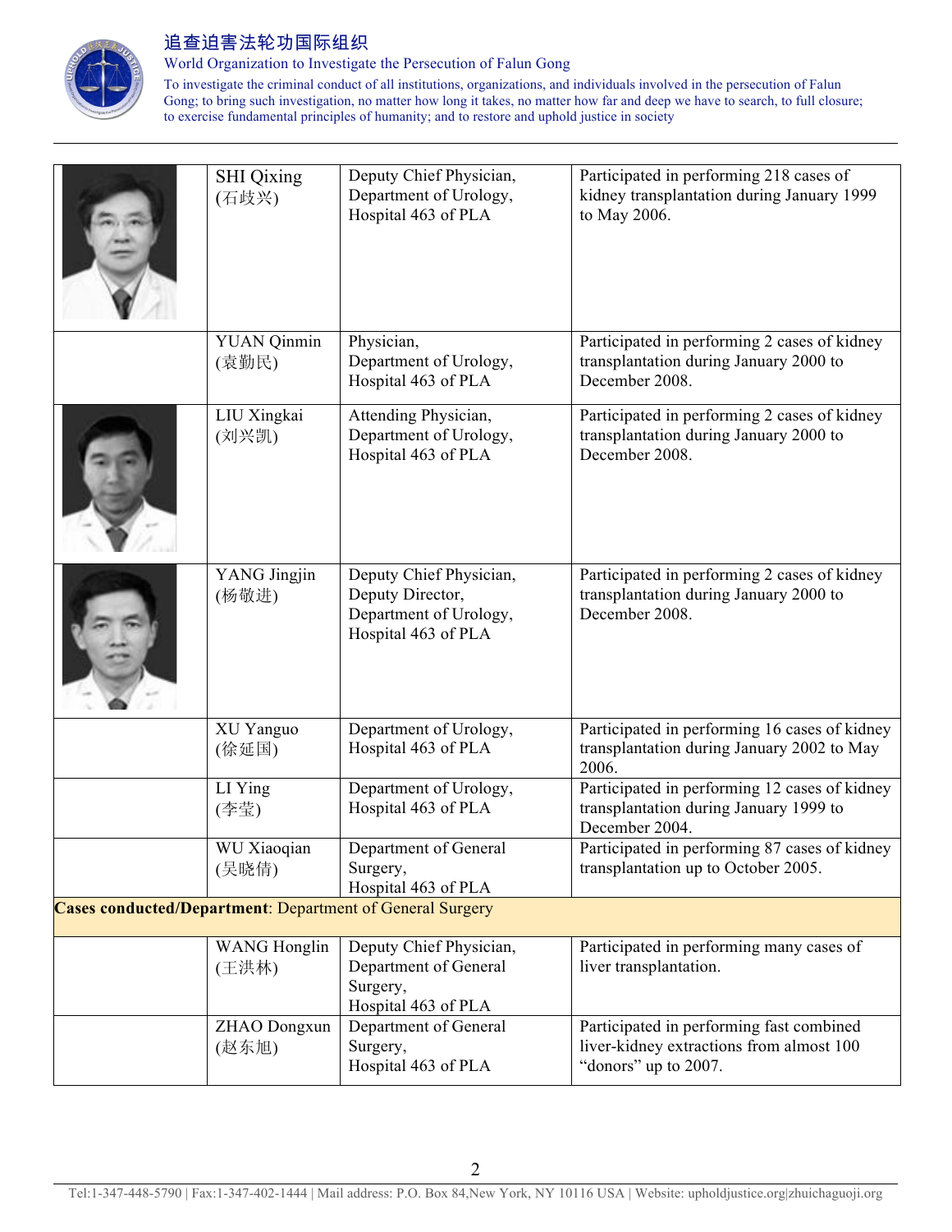| | | | |
|---|---|---|---|
| | SHI Qixing (石歧兴) | Deputy Chief Physician, Department of Urology, Hospital 463 of PLA | Participated in performing 218 cases of kidney transplantation during January 1999 to May 2006. |
| | YUAN Qinmin (袁勤民) | Physician, Department of Urology, Hospital 463 of PLA | Participated in performing 2 cases of kidney transplantation during January 2000 to December 2008. |
| | LIU Xingkai (刘兴凯) | Attending Physician, Department of Urology, Hospital 463 of PLA | Participated in performing 2 cases of kidney transplantation during January 2000 to December 2008. |
| | YANG Jingjin (杨敬进) | Deputy Chief Physician, Deputy Director, Department of Urology, Hospital 463 of PLA | Participated in performing 2 cases of kidney transplantation during January 2000 to December 2008. |
| | XU Yanguo (徐延国) | Department of Urology, Hospital 463 of PLA | Participated in performing 16 cases of kidney transplantation during January 2002 to May 2006. |
| | LI Ying (李莹) | Department of Urology, Hospital 463 of PLA | Participated in performing 12 cases of kidney transplantation during January 1999 to December 2004. |
| | WU Xiaoqian (吴晓倩) | Department of General Surgery, Hospital 463 of PLA | Participated in performing 87 cases of kidney transplantation up to October 2005. |
| **Cases conducted/Department**: Department of General Surgery | | | |
| | WANG Honglin (王洪林) | Deputy Chief Physician, Department of General Surgery, Hospital 463 of PLA | Participated in performing many cases of liver transplantation. |
| | ZHAO Dongxun (赵东旭) | Department of General Surgery, Hospital 463 of PLA | Participated in performing fast combined liver-kidney extractions from almost 100 "donors" up to 2007. |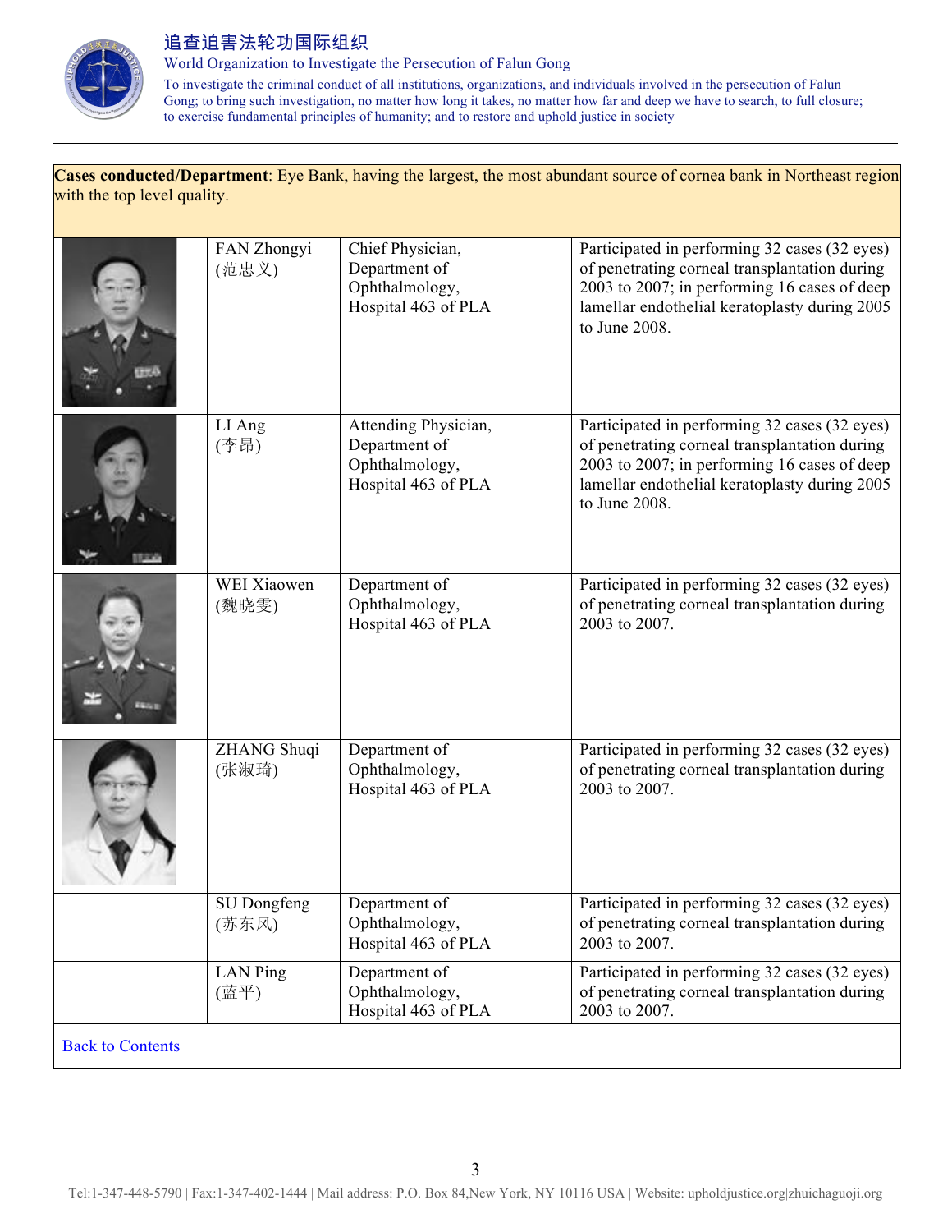**Cases conducted/Department**: Eye Bank, having the largest, the most abundant source of cornea bank in Northeast region with the top level quality.

| | Name | Position | Cases |
|---|---|---|---|
| | FAN Zhongyi (范忠义) | Chief Physician, Department of Ophthalmology, Hospital 463 of PLA | Participated in performing 32 cases (32 eyes) of penetrating corneal transplantation during 2003 to 2007; in performing 16 cases of deep lamellar endothelial keratoplasty during 2005 to June 2008. |
| | LI Ang (李昂) | Attending Physician, Department of Ophthalmology, Hospital 463 of PLA | Participated in performing 32 cases (32 eyes) of penetrating corneal transplantation during 2003 to 2007; in performing 16 cases of deep lamellar endothelial keratoplasty during 2005 to June 2008. |
| | WEI Xiaowen (魏晓雯) | Department of Ophthalmology, Hospital 463 of PLA | Participated in performing 32 cases (32 eyes) of penetrating corneal transplantation during 2003 to 2007. |
| | ZHANG Shuqi (张淑琦) | Department of Ophthalmology, Hospital 463 of PLA | Participated in performing 32 cases (32 eyes) of penetrating corneal transplantation during 2003 to 2007. |
| | SU Dongfeng (苏东风) | Department of Ophthalmology, Hospital 463 of PLA | Participated in performing 32 cases (32 eyes) of penetrating corneal transplantation during 2003 to 2007. |
| | LAN Ping (蓝平) | Department of Ophthalmology, Hospital 463 of PLA | Participated in performing 32 cases (32 eyes) of penetrating corneal transplantation during 2003 to 2007. |

Back to Contents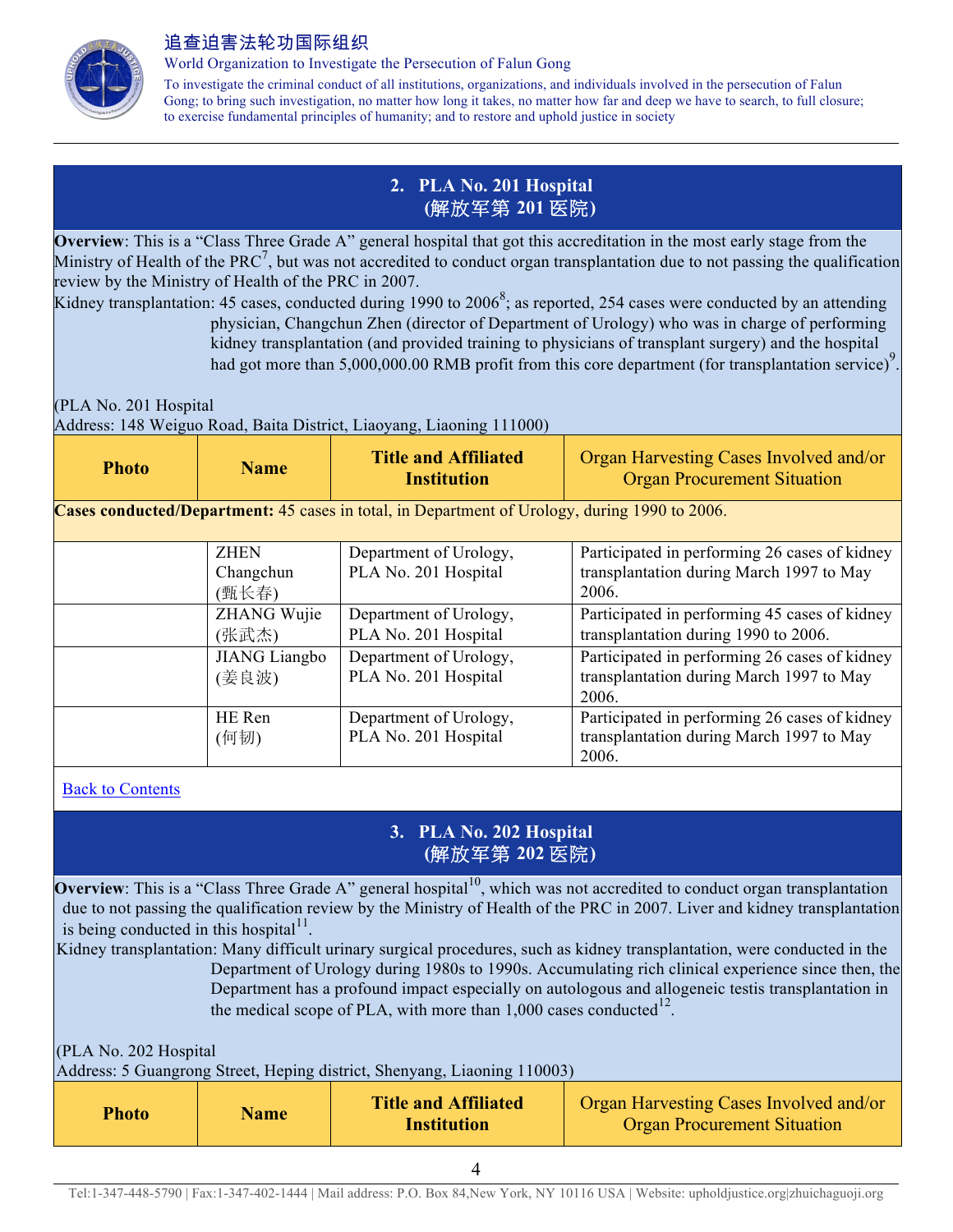## 2. PLA No. 201 Hospital (解放军第 201 医院)

**Overview**: This is a "Class Three Grade A" general hospital that got this accreditation in the most early stage from the Ministry of Health of the PRC[7], but was not accredited to conduct organ transplantation due to not passing the qualification review by the Ministry of Health of the PRC in 2007.

Kidney transplantation: 45 cases, conducted during 1990 to 2006[8]; as reported, 254 cases were conducted by an attending physician, Changchun Zhen (director of Department of Urology) who was in charge of performing kidney transplantation (and provided training to physicians of transplant surgery) and the hospital had got more than 5,000,000.00 RMB profit from this core department (for transplantation service)[9].

(PLA No. 201 Hospital
Address: 148 Weiguo Road, Baita District, Liaoyang, Liaoning 111000)

| Photo | Name | Title and Affiliated Institution | Organ Harvesting Cases Involved and/or Organ Procurement Situation |
|---|---|---|---|
| **Cases conducted/Department:** 45 cases in total, in Department of Urology, during 1990 to 2006. | | | |
| | ZHEN Changchun (甄长春) | Department of Urology, PLA No. 201 Hospital | Participated in performing 26 cases of kidney transplantation during March 1997 to May 2006. |
| | ZHANG Wujie (张武杰) | Department of Urology, PLA No. 201 Hospital | Participated in performing 45 cases of kidney transplantation during 1990 to 2006. |
| | JIANG Liangbo (姜良波) | Department of Urology, PLA No. 201 Hospital | Participated in performing 26 cases of kidney transplantation during March 1997 to May 2006. |
| | HE Ren (何轫) | Department of Urology, PLA No. 201 Hospital | Participated in performing 26 cases of kidney transplantation during March 1997 to May 2006. |

Back to Contents

## 3. PLA No. 202 Hospital (解放军第 202 医院)

**Overview**: This is a "Class Three Grade A" general hospital[10], which was not accredited to conduct organ transplantation due to not passing the qualification review by the Ministry of Health of the PRC in 2007. Liver and kidney transplantation is being conducted in this hospital[11].

Kidney transplantation: Many difficult urinary surgical procedures, such as kidney transplantation, were conducted in the Department of Urology during 1980s to 1990s. Accumulating rich clinical experience since then, the Department has a profound impact especially on autologous and allogeneic testis transplantation in the medical scope of PLA, with more than 1,000 cases conducted[12].

(PLA No. 202 Hospital
Address: 5 Guangrong Street, Heping district, Shenyang, Liaoning 110003)

| Photo | Name | Title and Affiliated Institution | Organ Harvesting Cases Involved and/or Organ Procurement Situation |
|---|---|---|---|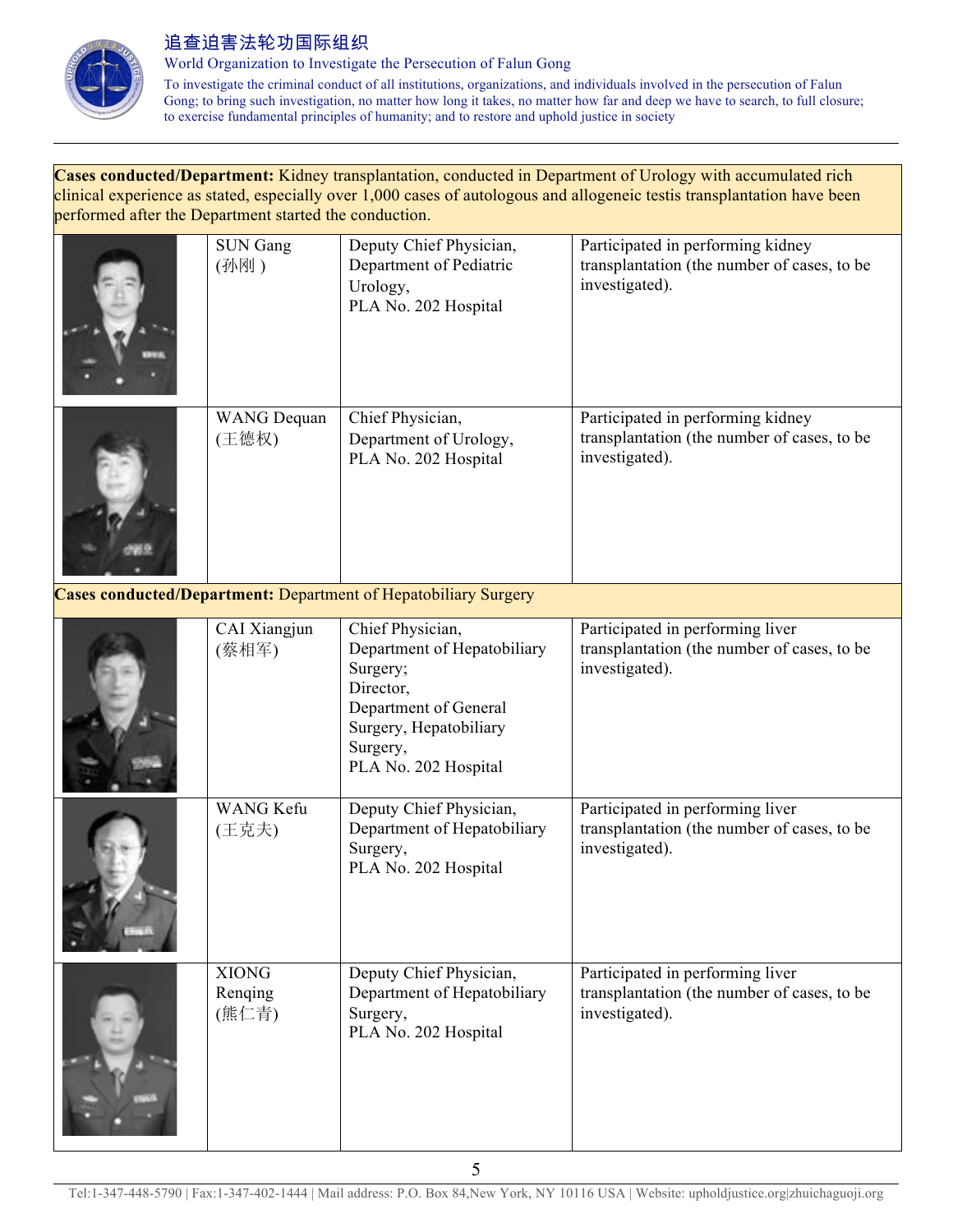**Cases conducted/Department:** Kidney transplantation, conducted in Department of Urology with accumulated rich clinical experience as stated, especially over 1,000 cases of autologous and allogeneic testis transplantation have been performed after the Department started the conduction.

| | Name | Position | Conduct |
|---|---|---|---|
| | SUN Gang (孙刚 ) | Deputy Chief Physician, Department of Pediatric Urology, PLA No. 202 Hospital | Participated in performing kidney transplantation (the number of cases, to be investigated). |
| | WANG Dequan (王德权) | Chief Physician, Department of Urology, PLA No. 202 Hospital | Participated in performing kidney transplantation (the number of cases, to be investigated). |

**Cases conducted/Department:** Department of Hepatobiliary Surgery

| | Name | Position | Conduct |
|---|---|---|---|
| | CAI Xiangjun (蔡相军) | Chief Physician, Department of Hepatobiliary Surgery; Director, Department of General Surgery, Hepatobiliary Surgery, PLA No. 202 Hospital | Participated in performing liver transplantation (the number of cases, to be investigated). |
| | WANG Kefu (王克夫) | Deputy Chief Physician, Department of Hepatobiliary Surgery, PLA No. 202 Hospital | Participated in performing liver transplantation (the number of cases, to be investigated). |
| | XIONG Renqing (熊仁青) | Deputy Chief Physician, Department of Hepatobiliary Surgery, PLA No. 202 Hospital | Participated in performing liver transplantation (the number of cases, to be investigated). |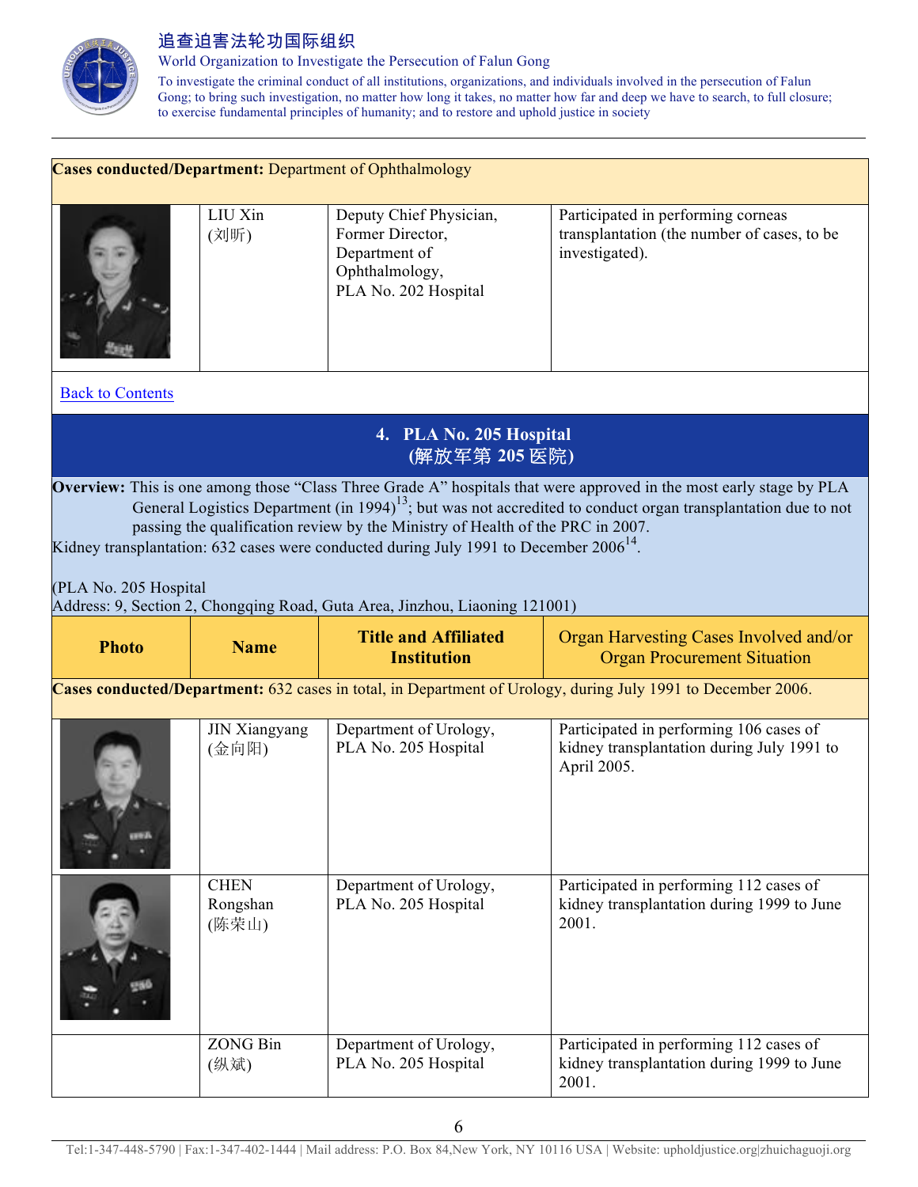| | | | |
|---|---|---|---|
| **Cases conducted/Department:** Department of Ophthalmology | | | |
| | LIU Xin (刘昕) | Deputy Chief Physician, Former Director, Department of Ophthalmology, PLA No. 202 Hospital | Participated in performing corneas transplantation (the number of cases, to be investigated). |

Back to Contents

## 4. PLA No. 205 Hospital (解放军第 205 医院)

**Overview:** This is one among those "Class Three Grade A" hospitals that were approved in the most early stage by PLA General Logistics Department (in 1994)[13]; but was not accredited to conduct organ transplantation due to not passing the qualification review by the Ministry of Health of the PRC in 2007.

Kidney transplantation: 632 cases were conducted during July 1991 to December 2006[14].

(PLA No. 205 Hospital
Address: 9, Section 2, Chongqing Road, Guta Area, Jinzhou, Liaoning 121001)

| Photo | Name | Title and Affiliated Institution | Organ Harvesting Cases Involved and/or Organ Procurement Situation |
|---|---|---|---|
| **Cases conducted/Department:** 632 cases in total, in Department of Urology, during July 1991 to December 2006. | | | |
| | JIN Xiangyang (金向阳) | Department of Urology, PLA No. 205 Hospital | Participated in performing 106 cases of kidney transplantation during July 1991 to April 2005. |
| | CHEN Rongshan (陈荣山) | Department of Urology, PLA No. 205 Hospital | Participated in performing 112 cases of kidney transplantation during 1999 to June 2001. |
| | ZONG Bin (纵斌) | Department of Urology, PLA No. 205 Hospital | Participated in performing 112 cases of kidney transplantation during 1999 to June 2001. |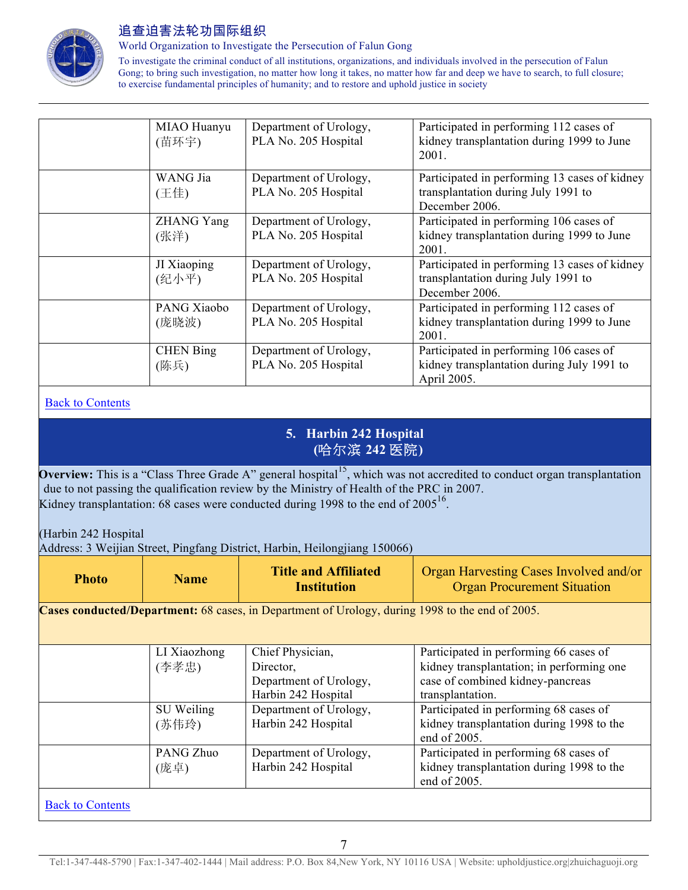| | MIAO Huanyu (苗环宇) | Department of Urology, PLA No. 205 Hospital | Participated in performing 112 cases of kidney transplantation during 1999 to June 2001. |
|---|---|---|---|
| | WANG Jia (王佳) | Department of Urology, PLA No. 205 Hospital | Participated in performing 13 cases of kidney transplantation during July 1991 to December 2006. |
| | ZHANG Yang (张洋) | Department of Urology, PLA No. 205 Hospital | Participated in performing 106 cases of kidney transplantation during 1999 to June 2001. |
| | JI Xiaoping (纪小平) | Department of Urology, PLA No. 205 Hospital | Participated in performing 13 cases of kidney transplantation during July 1991 to December 2006. |
| | PANG Xiaobo (庞晓波) | Department of Urology, PLA No. 205 Hospital | Participated in performing 112 cases of kidney transplantation during 1999 to June 2001. |
| | CHEN Bing (陈兵) | Department of Urology, PLA No. 205 Hospital | Participated in performing 106 cases of kidney transplantation during July 1991 to April 2005. |

Back to Contents

## 5. Harbin 242 Hospital (哈尔滨 242 医院)

**Overview:** This is a "Class Three Grade A" general hospital[15], which was not accredited to conduct organ transplantation due to not passing the qualification review by the Ministry of Health of the PRC in 2007.
Kidney transplantation: 68 cases were conducted during 1998 to the end of 2005[16].

(Harbin 242 Hospital
Address: 3 Weijian Street, Pingfang District, Harbin, Heilongjiang 150066)

| Photo | Name | Title and Affiliated Institution | Organ Harvesting Cases Involved and/or Organ Procurement Situation |
|---|---|---|---|
| **Cases conducted/Department:** 68 cases, in Department of Urology, during 1998 to the end of 2005. | | | |
| | LI Xiaozhong (李孝忠) | Chief Physician, Director, Department of Urology, Harbin 242 Hospital | Participated in performing 66 cases of kidney transplantation; in performing one case of combined kidney-pancreas transplantation. |
| | SU Weiling (苏伟玲) | Department of Urology, Harbin 242 Hospital | Participated in performing 68 cases of kidney transplantation during 1998 to the end of 2005. |
| | PANG Zhuo (庞卓) | Department of Urology, Harbin 242 Hospital | Participated in performing 68 cases of kidney transplantation during 1998 to the end of 2005. |

Back to Contents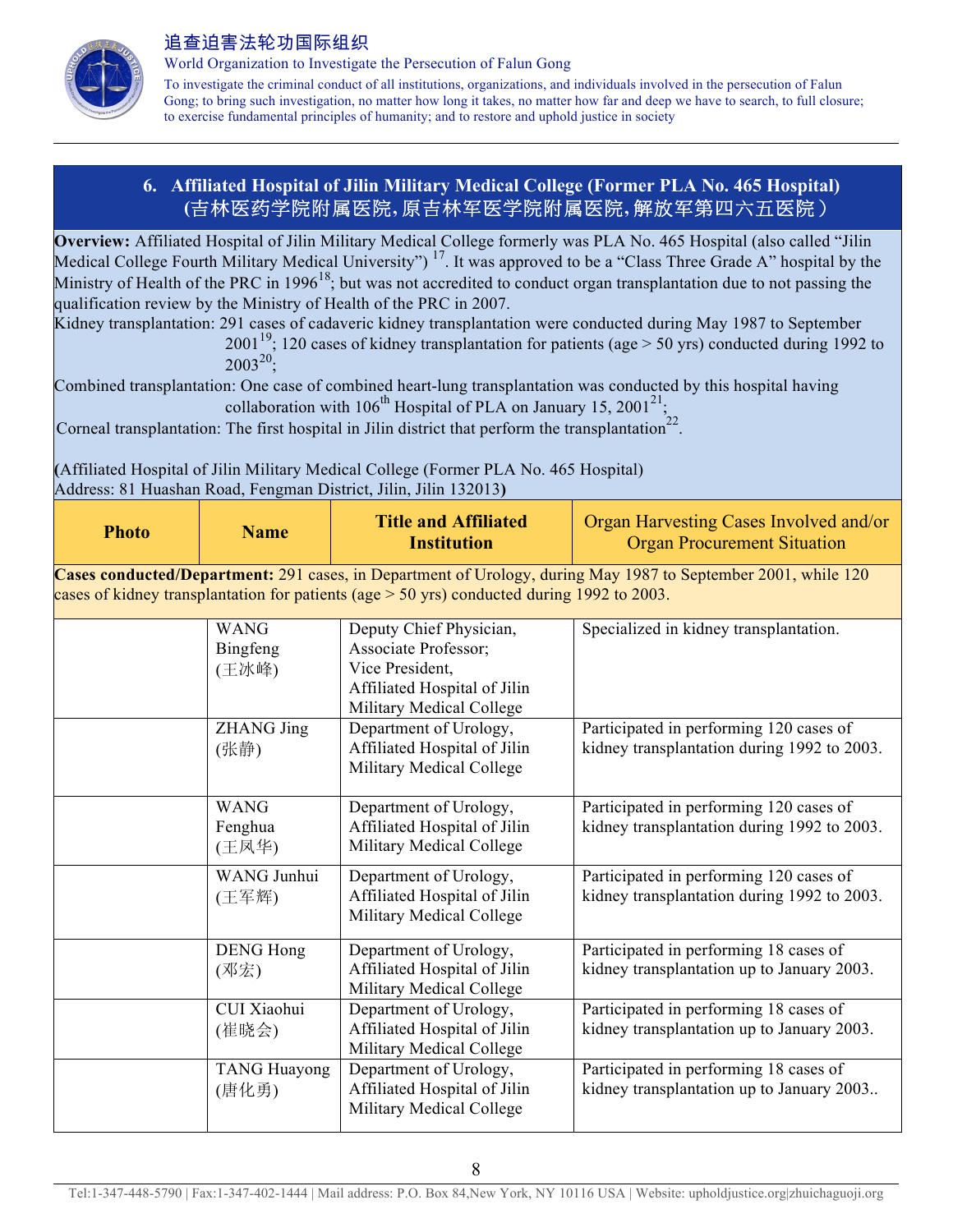## 6. Affiliated Hospital of Jilin Military Medical College (Former PLA No. 465 Hospital) (吉林医药学院附属医院,原吉林军医学院附属医院,解放军第四六五医院)

**Overview:** Affiliated Hospital of Jilin Military Medical College formerly was PLA No. 465 Hospital (also called "Jilin Medical College Fourth Military Medical University") [17]. It was approved to be a "Class Three Grade A" hospital by the Ministry of Health of the PRC in 1996[18]; but was not accredited to conduct organ transplantation due to not passing the qualification review by the Ministry of Health of the PRC in 2007.

Kidney transplantation: 291 cases of cadaveric kidney transplantation were conducted during May 1987 to September 2001[19]; 120 cases of kidney transplantation for patients (age > 50 yrs) conducted during 1992 to 2003[20];

Combined transplantation: One case of combined heart-lung transplantation was conducted by this hospital having collaboration with 106th Hospital of PLA on January 15, 2001[21];

Corneal transplantation: The first hospital in Jilin district that perform the transplantation[22].

**(**Affiliated Hospital of Jilin Military Medical College (Former PLA No. 465 Hospital)
Address: 81 Huashan Road, Fengman District, Jilin, Jilin 132013**)**

| Photo | Name | Title and Affiliated Institution | Organ Harvesting Cases Involved and/or Organ Procurement Situation |
|---|---|---|---|
| **Cases conducted/Department:** 291 cases, in Department of Urology, during May 1987 to September 2001, while 120 cases of kidney transplantation for patients (age > 50 yrs) conducted during 1992 to 2003. | | | |
| | WANG Bingfeng (王冰峰) | Deputy Chief Physician, Associate Professor; Vice President, Affiliated Hospital of Jilin Military Medical College | Specialized in kidney transplantation. |
| | ZHANG Jing (张静) | Department of Urology, Affiliated Hospital of Jilin Military Medical College | Participated in performing 120 cases of kidney transplantation during 1992 to 2003. |
| | WANG Fenghua (王凤华) | Department of Urology, Affiliated Hospital of Jilin Military Medical College | Participated in performing 120 cases of kidney transplantation during 1992 to 2003. |
| | WANG Junhui (王军辉) | Department of Urology, Affiliated Hospital of Jilin Military Medical College | Participated in performing 120 cases of kidney transplantation during 1992 to 2003. |
| | DENG Hong (邓宏) | Department of Urology, Affiliated Hospital of Jilin Military Medical College | Participated in performing 18 cases of kidney transplantation up to January 2003. |
| | CUI Xiaohui (崔晓会) | Department of Urology, Affiliated Hospital of Jilin Military Medical College | Participated in performing 18 cases of kidney transplantation up to January 2003. |
| | TANG Huayong (唐化勇) | Department of Urology, Affiliated Hospital of Jilin Military Medical College | Participated in performing 18 cases of kidney transplantation up to January 2003.. |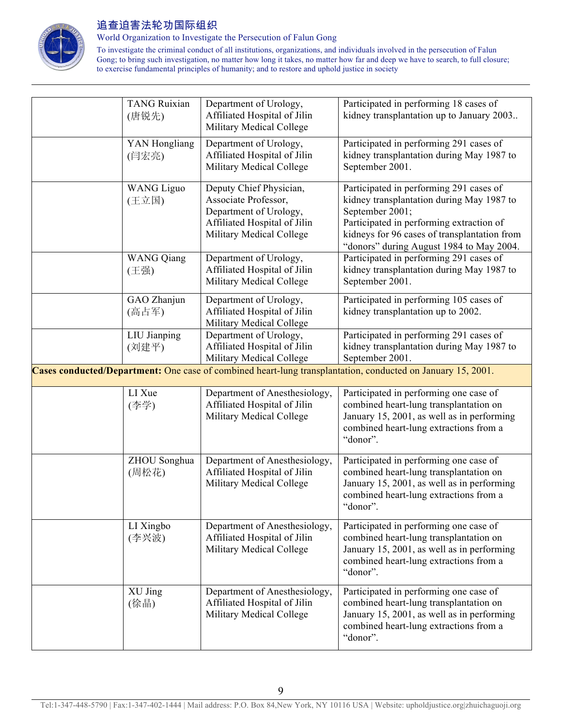| | | | |
|---|---|---|---|
| | TANG Ruixian (唐锐先) | Department of Urology, Affiliated Hospital of Jilin Military Medical College | Participated in performing 18 cases of kidney transplantation up to January 2003.. |
| | YAN Hongliang (闫宏亮) | Department of Urology, Affiliated Hospital of Jilin Military Medical College | Participated in performing 291 cases of kidney transplantation during May 1987 to September 2001. |
| | WANG Liguo (王立国) | Deputy Chief Physician, Associate Professor, Department of Urology, Affiliated Hospital of Jilin Military Medical College | Participated in performing 291 cases of kidney transplantation during May 1987 to September 2001; Participated in performing extraction of kidneys for 96 cases of transplantation from "donors" during August 1984 to May 2004. |
| | WANG Qiang (王强) | Department of Urology, Affiliated Hospital of Jilin Military Medical College | Participated in performing 291 cases of kidney transplantation during May 1987 to September 2001. |
| | GAO Zhanjun (高占军) | Department of Urology, Affiliated Hospital of Jilin Military Medical College | Participated in performing 105 cases of kidney transplantation up to 2002. |
| | LIU Jianping (刘建平) | Department of Urology, Affiliated Hospital of Jilin Military Medical College | Participated in performing 291 cases of kidney transplantation during May 1987 to September 2001. |
| **Cases conducted/Department:** One case of combined heart-lung transplantation, conducted on January 15, 2001. | | | |
| | LI Xue (李学) | Department of Anesthesiology, Affiliated Hospital of Jilin Military Medical College | Participated in performing one case of combined heart-lung transplantation on January 15, 2001, as well as in performing combined heart-lung extractions from a "donor". |
| | ZHOU Songhua (周松花) | Department of Anesthesiology, Affiliated Hospital of Jilin Military Medical College | Participated in performing one case of combined heart-lung transplantation on January 15, 2001, as well as in performing combined heart-lung extractions from a "donor". |
| | LI Xingbo (李兴波) | Department of Anesthesiology, Affiliated Hospital of Jilin Military Medical College | Participated in performing one case of combined heart-lung transplantation on January 15, 2001, as well as in performing combined heart-lung extractions from a "donor". |
| | XU Jing (徐晶) | Department of Anesthesiology, Affiliated Hospital of Jilin Military Medical College | Participated in performing one case of combined heart-lung transplantation on January 15, 2001, as well as in performing combined heart-lung extractions from a "donor". |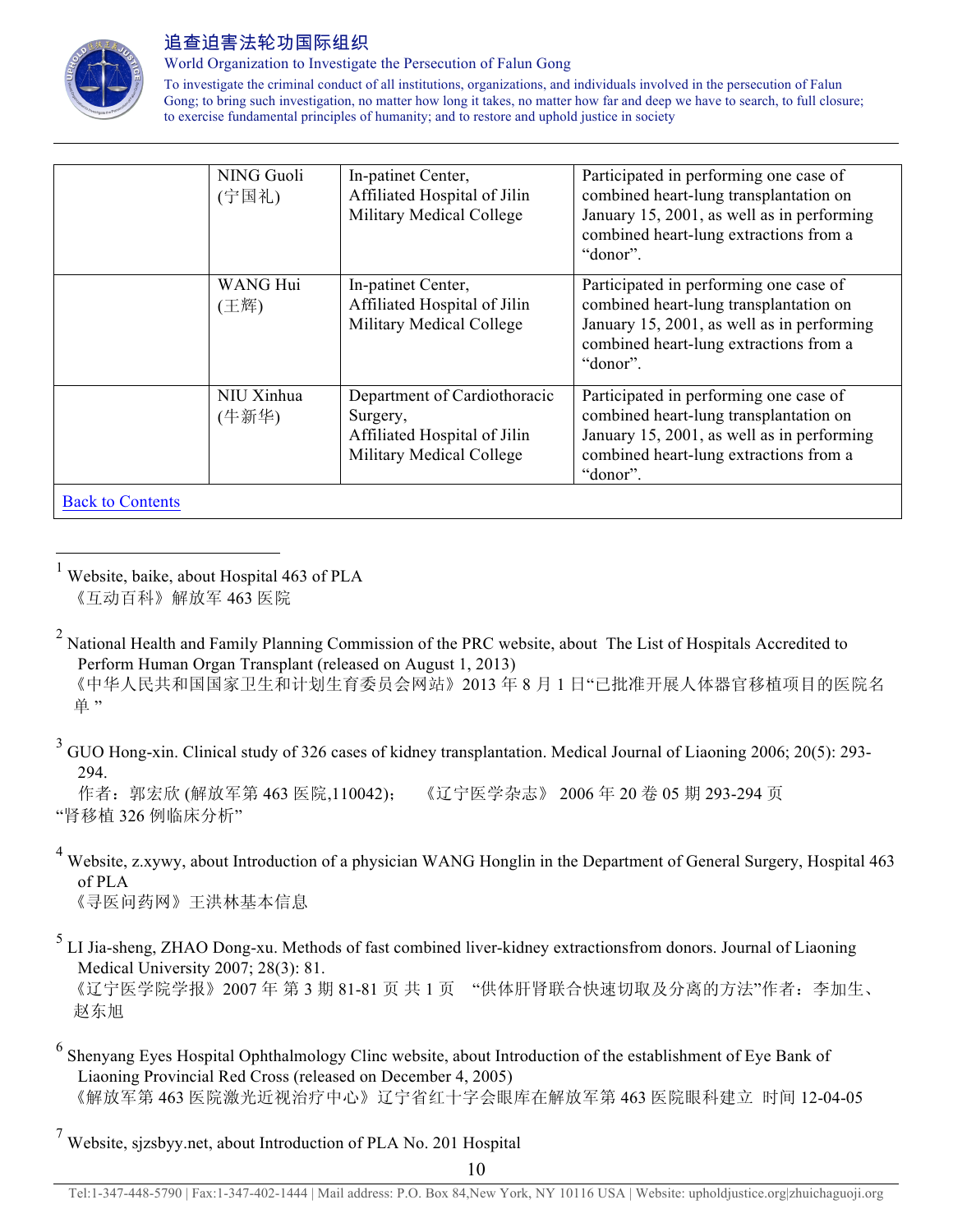| | NING Guoli (宁国礼) | In-patinet Center, Affiliated Hospital of Jilin Military Medical College | Participated in performing one case of combined heart-lung transplantation on January 15, 2001, as well as in performing combined heart-lung extractions from a "donor". |
|---|---|---|---|
| | WANG Hui (王辉) | In-patinet Center, Affiliated Hospital of Jilin Military Medical College | Participated in performing one case of combined heart-lung transplantation on January 15, 2001, as well as in performing combined heart-lung extractions from a "donor". |
| | NIU Xinhua (牛新华) | Department of Cardiothoracic Surgery, Affiliated Hospital of Jilin Military Medical College | Participated in performing one case of combined heart-lung transplantation on January 15, 2001, as well as in performing combined heart-lung extractions from a "donor". |
| Back to Contents | | | |

[1] Website, baike, about Hospital 463 of PLA
《互动百科》解放军 463 医院

[2] National Health and Family Planning Commission of the PRC website, about The List of Hospitals Accredited to Perform Human Organ Transplant (released on August 1, 2013)
《中华人民共和国国家卫生和计划生育委员会网站》2013 年 8 月 1 日"已批准开展人体器官移植项目的医院名单"

[3] GUO Hong-xin. Clinical study of 326 cases of kidney transplantation. Medical Journal of Liaoning 2006; 20(5): 293-294.
作者：郭宏欣 (解放军第 463 医院,110042)； 《辽宁医学杂志》 2006 年 20 卷 05 期 293-294 页 "肾移植 326 例临床分析"

[4] Website, z.xywy, about Introduction of a physician WANG Honglin in the Department of General Surgery, Hospital 463 of PLA
《寻医问药网》王洪林基本信息

[5] LI Jia-sheng, ZHAO Dong-xu. Methods of fast combined liver-kidney extractionsfrom donors. Journal of Liaoning Medical University 2007; 28(3): 81.
《辽宁医学院学报》2007 年 第 3 期 81-81 页 共 1 页 "供体肝肾联合快速切取及分离的方法"作者：李加生、赵东旭

[6] Shenyang Eyes Hospital Ophthalmology Clinc website, about Introduction of the establishment of Eye Bank of Liaoning Provincial Red Cross (released on December 4, 2005)
《解放军第 463 医院激光近视治疗中心》辽宁省红十字会眼库在解放军第 463 医院眼科建立 时间 12-04-05

[7] Website, sjzsbyy.net, about Introduction of PLA No. 201 Hospital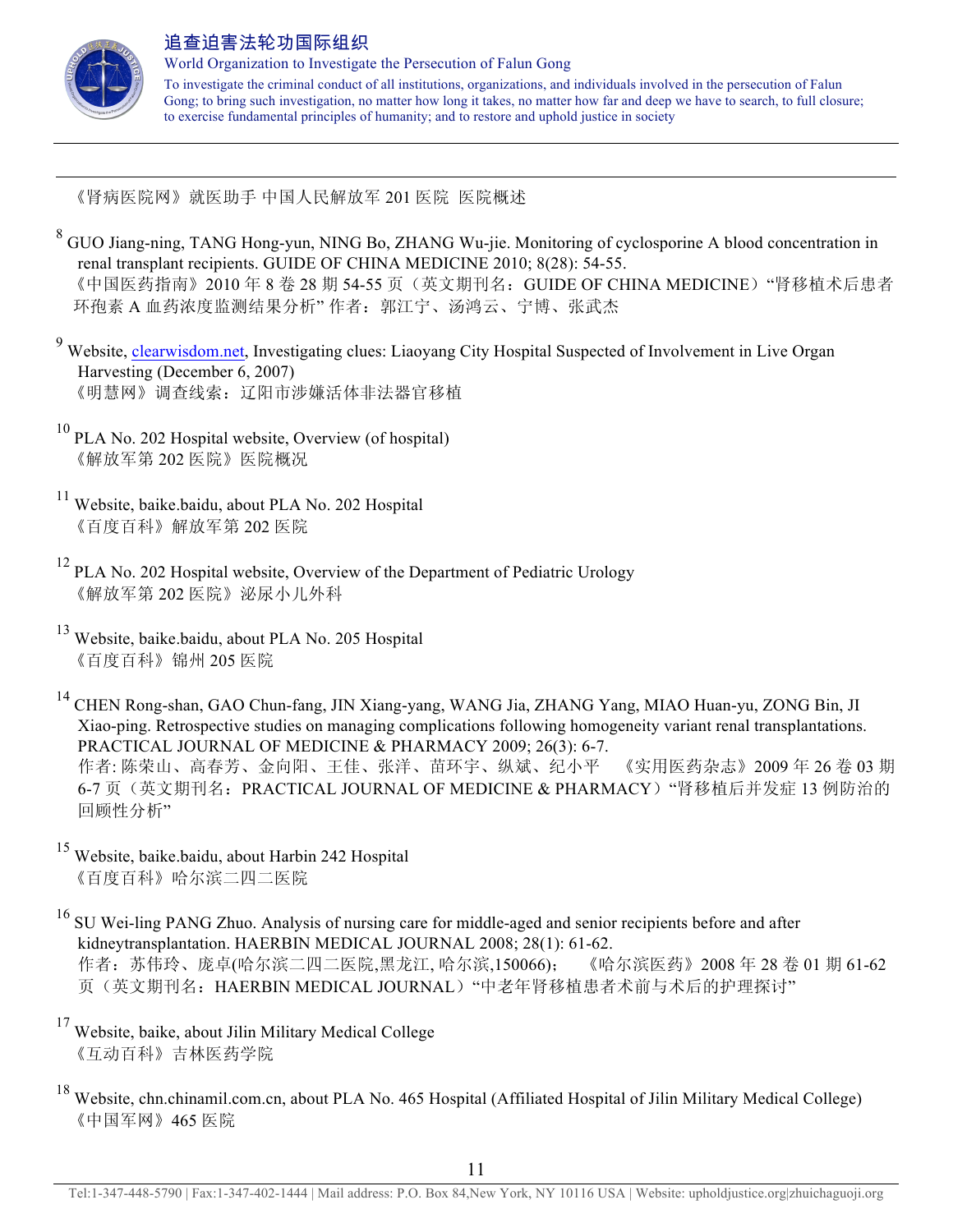《肾病医院网》就医助手 中国人民解放军 201 医院 医院概述

[8] GUO Jiang-ning, TANG Hong-yun, NING Bo, ZHANG Wu-jie. Monitoring of cyclosporine A blood concentration in renal transplant recipients. GUIDE OF CHINA MEDICINE 2010; 8(28): 54-55.
《中国医药指南》2010 年 8 卷 28 期 54-55 页（英文期刊名：GUIDE OF CHINA MEDICINE）"肾移植术后患者环孢素 A 血药浓度监测结果分析" 作者：郭江宁、汤鸿云、宁博、张武杰

[9] Website, clearwisdom.net, Investigating clues: Liaoyang City Hospital Suspected of Involvement in Live Organ Harvesting (December 6, 2007)
《明慧网》调查线索：辽阳市涉嫌活体非法器官移植

[10] PLA No. 202 Hospital website, Overview (of hospital)
《解放军第 202 医院》医院概况

[11] Website, baike.baidu, about PLA No. 202 Hospital
《百度百科》解放军第 202 医院

[12] PLA No. 202 Hospital website, Overview of the Department of Pediatric Urology
《解放军第 202 医院》泌尿小儿外科

[13] Website, baike.baidu, about PLA No. 205 Hospital
《百度百科》锦州 205 医院

[14] CHEN Rong-shan, GAO Chun-fang, JIN Xiang-yang, WANG Jia, ZHANG Yang, MIAO Huan-yu, ZONG Bin, JI Xiao-ping. Retrospective studies on managing complications following homogeneity variant renal transplantations. PRACTICAL JOURNAL OF MEDICINE & PHARMACY 2009; 26(3): 6-7.
作者: 陈荣山、高春芳、金向阳、王佳、张洋、苗环宇、纵斌、纪小平 《实用医药杂志》2009 年 26 卷 03 期 6-7 页（英文期刊名：PRACTICAL JOURNAL OF MEDICINE & PHARMACY）"肾移植后并发症 13 例防治的回顾性分析"

[15] Website, baike.baidu, about Harbin 242 Hospital
《百度百科》哈尔滨二四二医院

[16] SU Wei-ling PANG Zhuo. Analysis of nursing care for middle-aged and senior recipients before and after kidneytransplantation. HAERBIN MEDICAL JOURNAL 2008; 28(1): 61-62.
作者：苏伟玲、庞卓(哈尔滨二四二医院,黑龙江, 哈尔滨,150066)； 《哈尔滨医药》2008 年 28 卷 01 期 61-62 页（英文期刊名：HAERBIN MEDICAL JOURNAL）"中老年肾移植患者术前与术后的护理探讨"

[17] Website, baike, about Jilin Military Medical College
《互动百科》吉林医药学院

[18] Website, chn.chinamil.com.cn, about PLA No. 465 Hospital (Affiliated Hospital of Jilin Military Medical College)
《中国军网》465 医院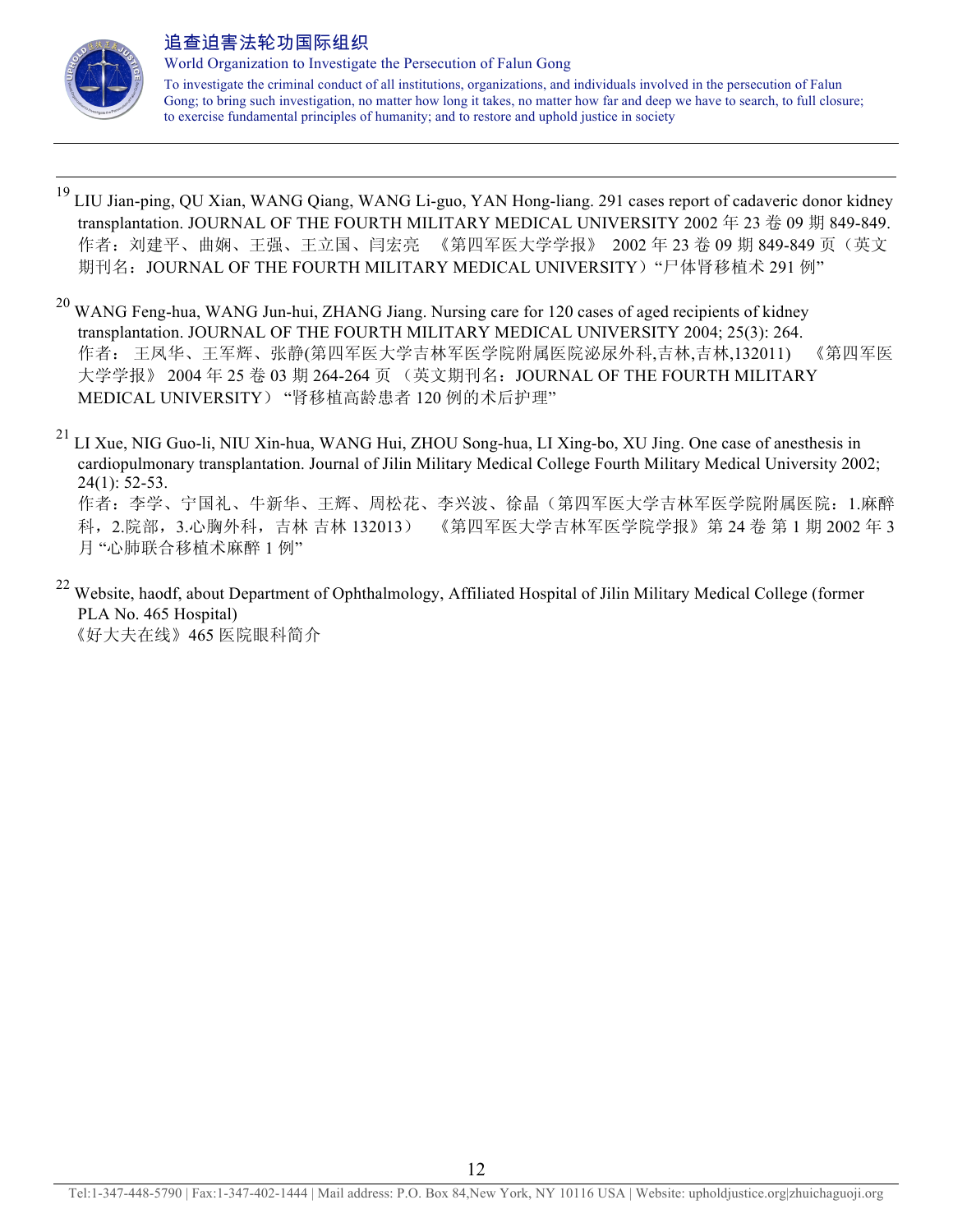[19] LIU Jian-ping, QU Xian, WANG Qiang, WANG Li-guo, YAN Hong-liang. 291 cases report of cadaveric donor kidney transplantation. JOURNAL OF THE FOURTH MILITARY MEDICAL UNIVERSITY 2002 年 23 卷 09 期 849-849.
作者：刘建平、曲娴、王强、王立国、闫宏亮 《第四军医大学学报》 2002 年 23 卷 09 期 849-849 页（英文期刊名：JOURNAL OF THE FOURTH MILITARY MEDICAL UNIVERSITY）"尸体肾移植术 291 例"

[20] WANG Feng-hua, WANG Jun-hui, ZHANG Jiang. Nursing care for 120 cases of aged recipients of kidney transplantation. JOURNAL OF THE FOURTH MILITARY MEDICAL UNIVERSITY 2004; 25(3): 264.
作者： 王凤华、王军辉、张静(第四军医大学吉林军医学院附属医院泌尿外科,吉林,吉林,132011) 《第四军医大学学报》 2004 年 25 卷 03 期 264-264 页 （英文期刊名：JOURNAL OF THE FOURTH MILITARY MEDICAL UNIVERSITY） "肾移植高龄患者 120 例的术后护理"

[21] LI Xue, NIG Guo-li, NIU Xin-hua, WANG Hui, ZHOU Song-hua, LI Xing-bo, XU Jing. One case of anesthesia in cardiopulmonary transplantation. Journal of Jilin Military Medical College Fourth Military Medical University 2002; 24(1): 52-53.
作者：李学、宁国礼、牛新华、王辉、周松花、李兴波、徐晶（第四军医大学吉林军医学院附属医院：1.麻醉科，2.院部，3.心胸外科，吉林 吉林 132013） 《第四军医大学吉林军医学院学报》第 24 卷 第 1 期 2002 年 3 月 "心肺联合移植术麻醉 1 例"

[22] Website, haodf, about Department of Ophthalmology, Affiliated Hospital of Jilin Military Medical College (former PLA No. 465 Hospital)
《好大夫在线》465 医院眼科简介